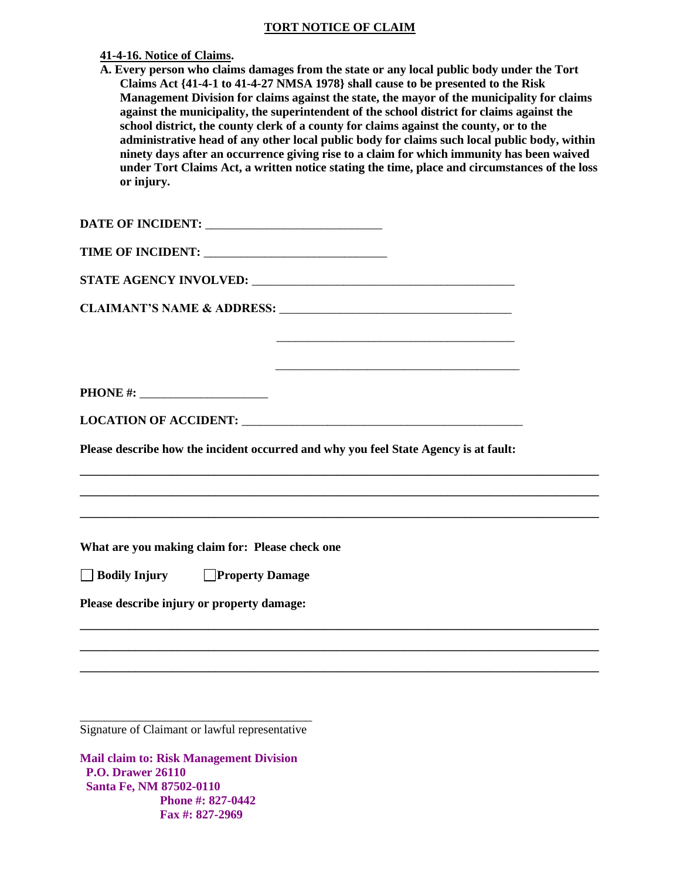# TORT NOTICE OF CLAIM

**41-4-16. Notice of Claims.**

**A. Every person who claims damages from the state or any local public body under the Tort Claims Act {41-4-1 to 41-4-27 NMSA 1978} shall cause to be presented to the Risk Management Division for claims against the state, the mayor of the municipality for claims against the municipality, the superintendent of the school district for claims against the school district, the county clerk of a county for claims against the county, or to the administrative head of any other local public body for claims such local public body, within ninety days after an occurrence giving rise to a claim for which immunity has been waived under Tort Claims Act, a written notice stating the time, place and circumstances of the loss or injury.**

**DATE OF INCIDENT:** ____________________________

**TIME OF INCIDENT:** _____________________________

**STATE AGENCY INVOLVED:** __________________________________________

**CLAIMANT'S NAME & ADDRESS:** _____________________________________

_____________________________________

_____________________________________

**PHONE #:** ___________________

**LOCATION OF ACCIDENT:** ____________________________________________

**Please describe how the incident occurred and why you feel State Agency is at fault:**

_____________________________________________________________________________

_____________________________________________________________________________

_____________________________________________________________________________

**What are you making claim for: Please check one**

☐ **Bodily Injury** ☐ **Property Damage**

**Please describe injury or property damage:**

_____________________________________________________________________________

_____________________________________________________________________________

_____________________________________________________________________________

_____________________________________

Signature of Claimant or lawful representative

**Mail claim to: Risk Management Division**
**P.O. Drawer 26110**
**Santa Fe, NM 87502-0110**
**Phone #: 827-0442**
**Fax #: 827-2969**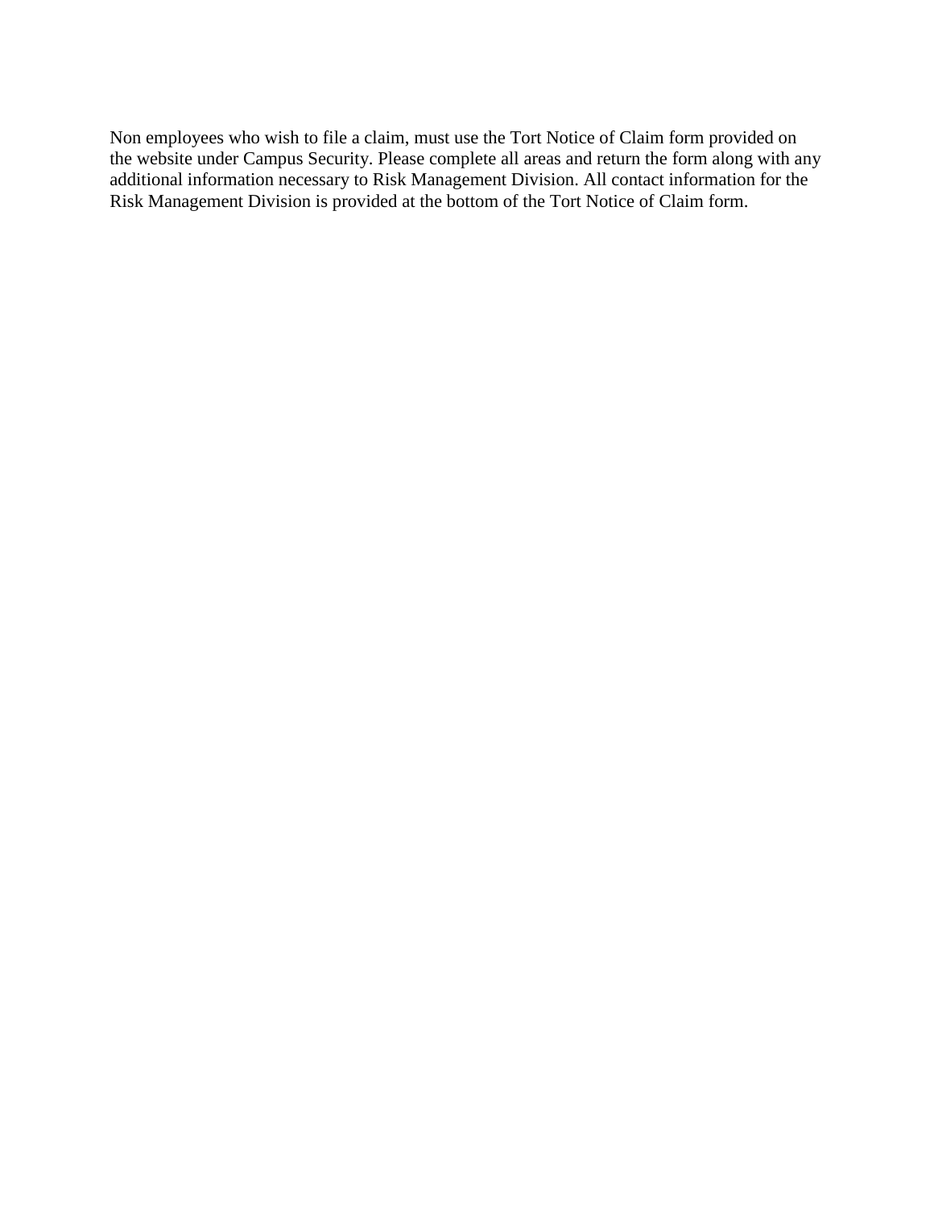Non employees who wish to file a claim, must use the Tort Notice of Claim form provided on the website under Campus Security. Please complete all areas and return the form along with any additional information necessary to Risk Management Division. All contact information for the Risk Management Division is provided at the bottom of the Tort Notice of Claim form.